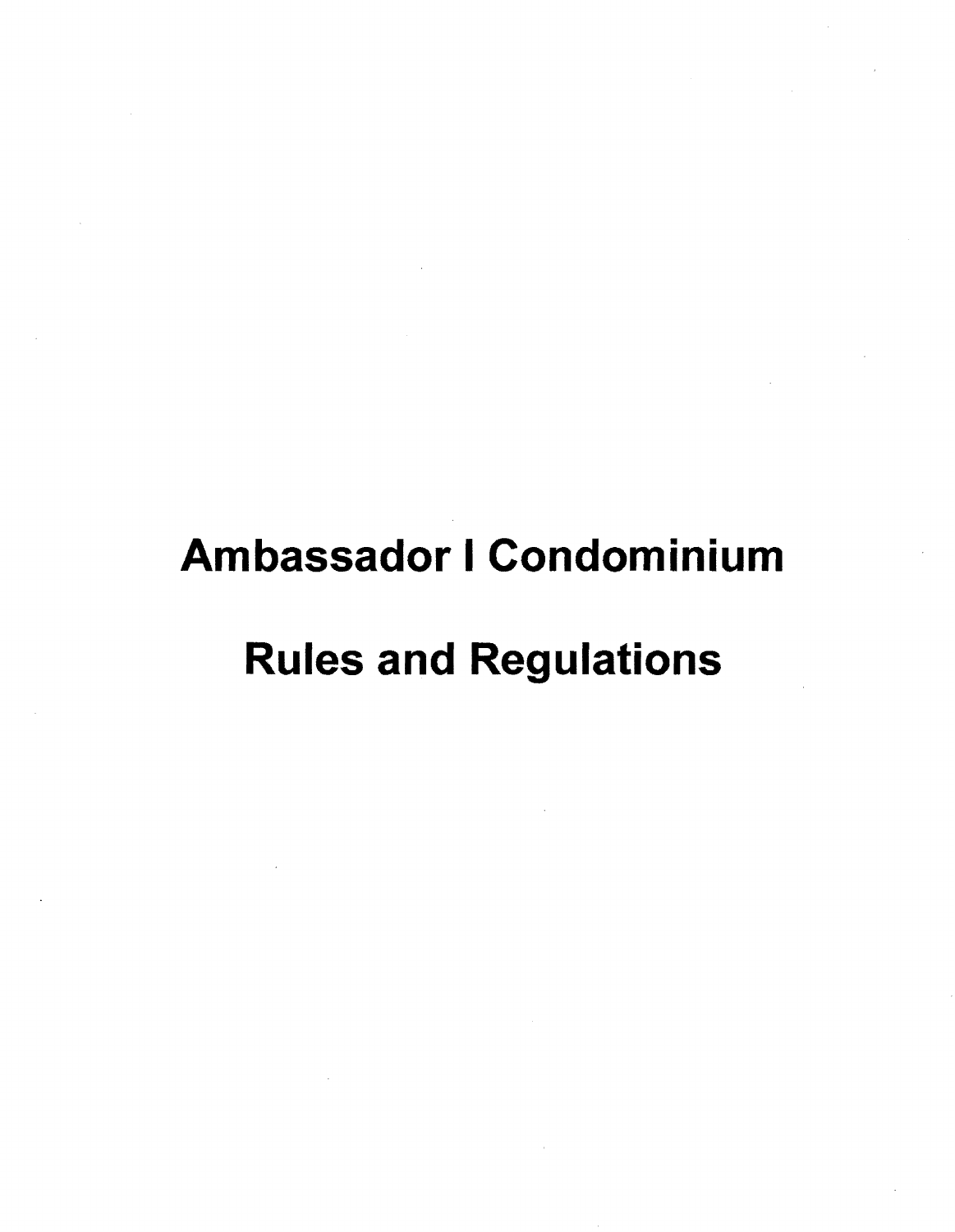# Ambassador I Condominium

# Rules and Regulations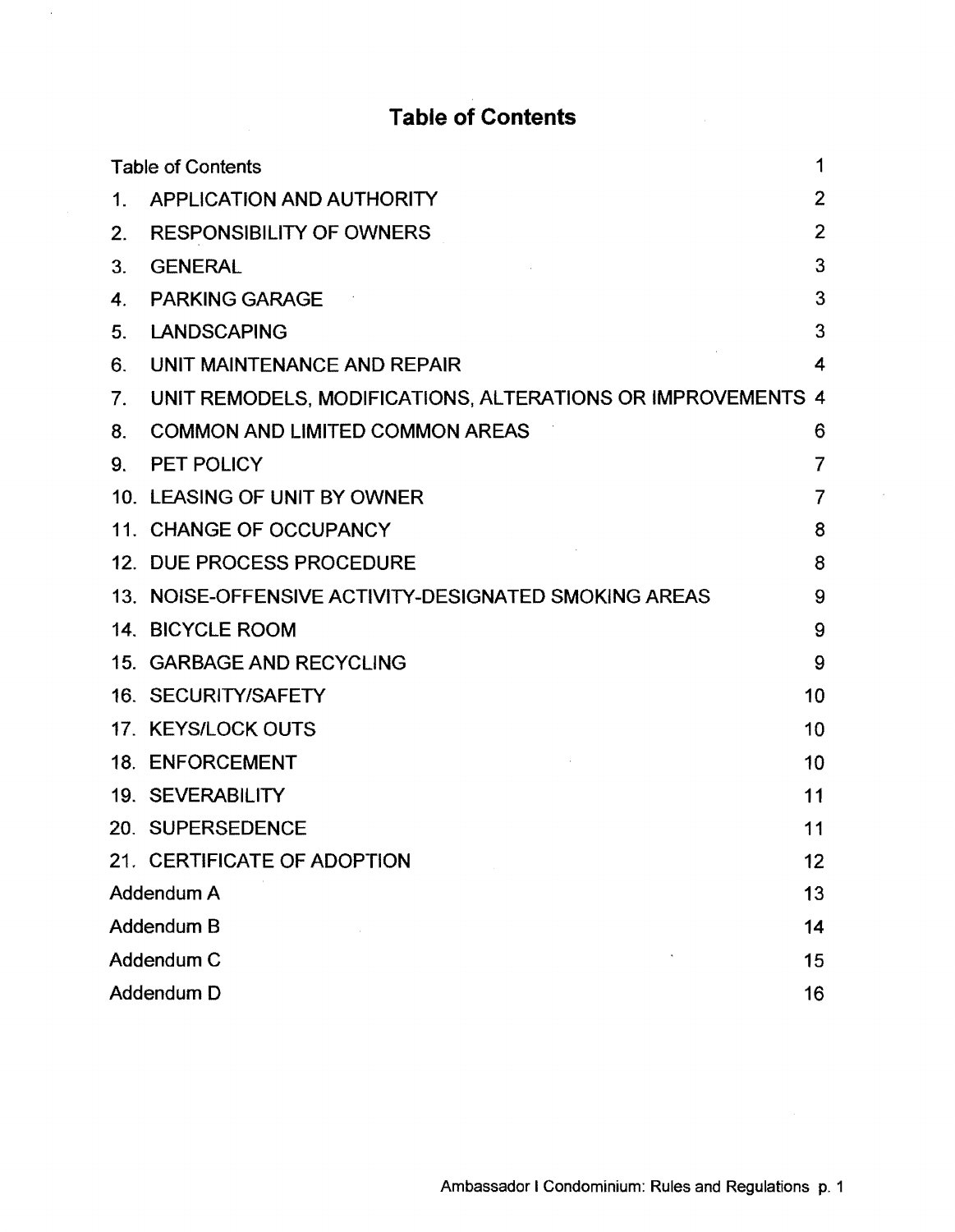# Table of Contents

| | |
|---|---|
| Table of Contents | 1 |
| 1. APPLICATION AND AUTHORITY | 2 |
| 2. RESPONSIBILITY OF OWNERS | 2 |
| 3. GENERAL | 3 |
| 4. PARKING GARAGE | 3 |
| 5. LANDSCAPING | 3 |
| 6. UNIT MAINTENANCE AND REPAIR | 4 |
| 7. UNIT REMODELS, MODIFICATIONS, ALTERATIONS OR IMPROVEMENTS | 4 |
| 8. COMMON AND LIMITED COMMON AREAS | 6 |
| 9. PET POLICY | 7 |
| 10. LEASING OF UNIT BY OWNER | 7 |
| 11. CHANGE OF OCCUPANCY | 8 |
| 12. DUE PROCESS PROCEDURE | 8 |
| 13. NOISE-OFFENSIVE ACTIVITY-DESIGNATED SMOKING AREAS | 9 |
| 14. BICYCLE ROOM | 9 |
| 15. GARBAGE AND RECYCLING | 9 |
| 16. SECURITY/SAFETY | 10 |
| 17. KEYS/LOCK OUTS | 10 |
| 18. ENFORCEMENT | 10 |
| 19. SEVERABILITY | 11 |
| 20. SUPERSEDENCE | 11 |
| 21. CERTIFICATE OF ADOPTION | 12 |
| Addendum A | 13 |
| Addendum B | 14 |
| Addendum C | 15 |
| Addendum D | 16 |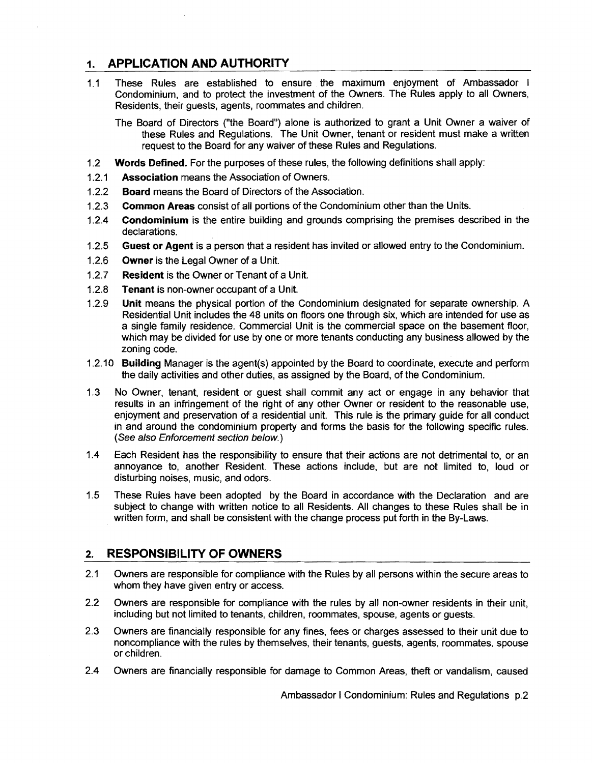## 1. APPLICATION AND AUTHORITY

1.1 These Rules are established to ensure the maximum enjoyment of Ambassador I Condominium, and to protect the investment of the Owners. The Rules apply to all Owners, Residents, their guests, agents, roommates and children.

The Board of Directors ("the Board") alone is authorized to grant a Unit Owner a waiver of these Rules and Regulations. The Unit Owner, tenant or resident must make a written request to the Board for any waiver of these Rules and Regulations.

1.2 **Words Defined.** For the purposes of these rules, the following definitions shall apply:

1.2.1 **Association** means the Association of Owners.

1.2.2 **Board** means the Board of Directors of the Association.

1.2.3 **Common Areas** consist of all portions of the Condominium other than the Units.

1.2.4 **Condominium** is the entire building and grounds comprising the premises described in the declarations.

1.2.5 **Guest or Agent** is a person that a resident has invited or allowed entry to the Condominium.

1.2.6 **Owner** is the Legal Owner of a Unit.

1.2.7 **Resident** is the Owner or Tenant of a Unit.

1.2.8 **Tenant** is non-owner occupant of a Unit.

1.2.9 **Unit** means the physical portion of the Condominium designated for separate ownership. A Residential Unit includes the 48 units on floors one through six, which are intended for use as a single family residence. Commercial Unit is the commercial space on the basement floor, which may be divided for use by one or more tenants conducting any business allowed by the zoning code.

1.2.10 **Building** Manager is the agent(s) appointed by the Board to coordinate, execute and perform the daily activities and other duties, as assigned by the Board, of the Condominium.

1.3 No Owner, tenant, resident or guest shall commit any act or engage in any behavior that results in an infringement of the right of any other Owner or resident to the reasonable use, enjoyment and preservation of a residential unit. This rule is the primary guide for all conduct in and around the condominium property and forms the basis for the following specific rules. (*See also Enforcement section below.*)

1.4 Each Resident has the responsibility to ensure that their actions are not detrimental to, or an annoyance to, another Resident. These actions include, but are not limited to, loud or disturbing noises, music, and odors.

1.5 These Rules have been adopted by the Board in accordance with the Declaration and are subject to change with written notice to all Residents. All changes to these Rules shall be in written form, and shall be consistent with the change process put forth in the By-Laws.

## 2. RESPONSIBILITY OF OWNERS

2.1 Owners are responsible for compliance with the Rules by all persons within the secure areas to whom they have given entry or access.

2.2 Owners are responsible for compliance with the rules by all non-owner residents in their unit, including but not limited to tenants, children, roommates, spouse, agents or guests.

2.3 Owners are financially responsible for any fines, fees or charges assessed to their unit due to noncompliance with the rules by themselves, their tenants, guests, agents, roommates, spouse or children.

2.4 Owners are financially responsible for damage to Common Areas, theft or vandalism, caused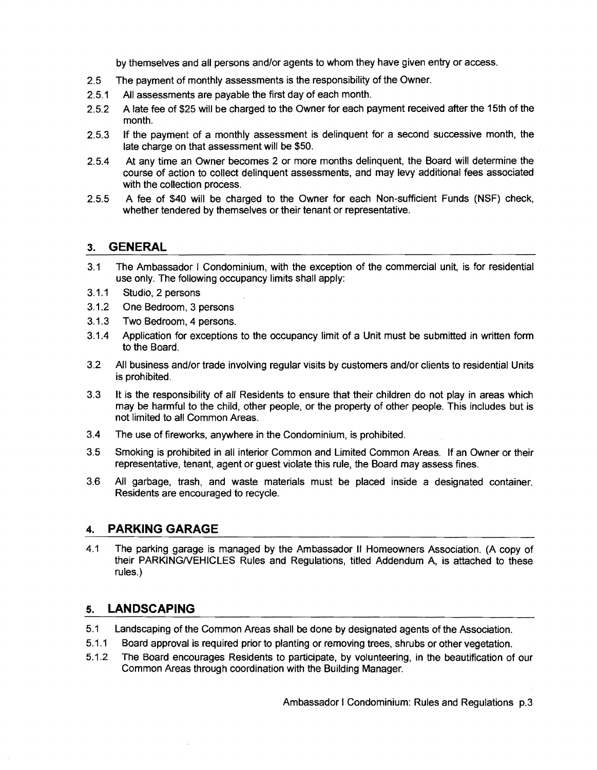by themselves and all persons and/or agents to whom they have given entry or access.

2.5 The payment of monthly assessments is the responsibility of the Owner.

2.5.1 All assessments are payable the first day of each month.

2.5.2 A late fee of $25 will be charged to the Owner for each payment received after the 15th of the month.

2.5.3 If the payment of a monthly assessment is delinquent for a second successive month, the late charge on that assessment will be $50.

2.5.4 At any time an Owner becomes 2 or more months delinquent, the Board will determine the course of action to collect delinquent assessments, and may levy additional fees associated with the collection process.

2.5.5 A fee of $40 will be charged to the Owner for each Non-sufficient Funds (NSF) check, whether tendered by themselves or their tenant or representative.

## 3. GENERAL

3.1 The Ambassador I Condominium, with the exception of the commercial unit, is for residential use only. The following occupancy limits shall apply:

3.1.1 Studio, 2 persons

3.1.2 One Bedroom, 3 persons

3.1.3 Two Bedroom, 4 persons.

3.1.4 Application for exceptions to the occupancy limit of a Unit must be submitted in written form to the Board.

3.2 All business and/or trade involving regular visits by customers and/or clients to residential Units is prohibited.

3.3 It is the responsibility of all Residents to ensure that their children do not play in areas which may be harmful to the child, other people, or the property of other people. This includes but is not limited to all Common Areas.

3.4 The use of fireworks, anywhere in the Condominium, is prohibited.

3.5 Smoking is prohibited in all interior Common and Limited Common Areas. If an Owner or their representative, tenant, agent or guest violate this rule, the Board may assess fines.

3.6 All garbage, trash, and waste materials must be placed inside a designated container. Residents are encouraged to recycle.

## 4. PARKING GARAGE

4.1 The parking garage is managed by the Ambassador II Homeowners Association. (A copy of their PARKING/VEHICLES Rules and Regulations, titled Addendum A, is attached to these rules.)

## 5. LANDSCAPING

5.1 Landscaping of the Common Areas shall be done by designated agents of the Association.

5.1.1 Board approval is required prior to planting or removing trees, shrubs or other vegetation.

5.1.2 The Board encourages Residents to participate, by volunteering, in the beautification of our Common Areas through coordination with the Building Manager.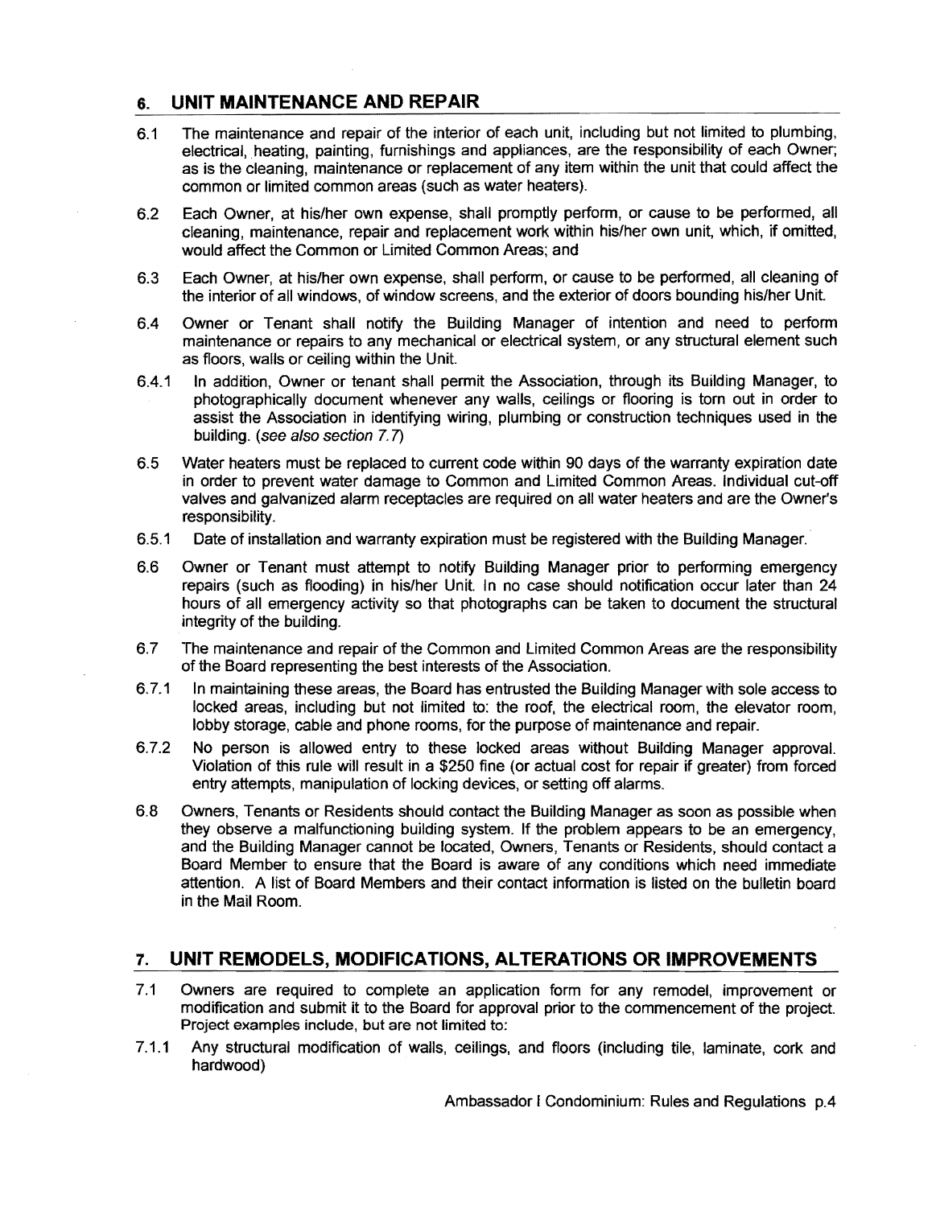## 6. UNIT MAINTENANCE AND REPAIR

6.1 The maintenance and repair of the interior of each unit, including but not limited to plumbing, electrical, heating, painting, furnishings and appliances, are the responsibility of each Owner; as is the cleaning, maintenance or replacement of any item within the unit that could affect the common or limited common areas (such as water heaters).

6.2 Each Owner, at his/her own expense, shall promptly perform, or cause to be performed, all cleaning, maintenance, repair and replacement work within his/her own unit, which, if omitted, would affect the Common or Limited Common Areas; and

6.3 Each Owner, at his/her own expense, shall perform, or cause to be performed, all cleaning of the interior of all windows, of window screens, and the exterior of doors bounding his/her Unit.

6.4 Owner or Tenant shall notify the Building Manager of intention and need to perform maintenance or repairs to any mechanical or electrical system, or any structural element such as floors, walls or ceiling within the Unit.

6.4.1 In addition, Owner or tenant shall permit the Association, through its Building Manager, to photographically document whenever any walls, ceilings or flooring is torn out in order to assist the Association in identifying wiring, plumbing or construction techniques used in the building. *(see also section 7.7)*

6.5 Water heaters must be replaced to current code within 90 days of the warranty expiration date in order to prevent water damage to Common and Limited Common Areas. Individual cut-off valves and galvanized alarm receptacles are required on all water heaters and are the Owner's responsibility.

6.5.1 Date of installation and warranty expiration must be registered with the Building Manager.

6.6 Owner or Tenant must attempt to notify Building Manager prior to performing emergency repairs (such as flooding) in his/her Unit. In no case should notification occur later than 24 hours of all emergency activity so that photographs can be taken to document the structural integrity of the building.

6.7 The maintenance and repair of the Common and Limited Common Areas are the responsibility of the Board representing the best interests of the Association.

6.7.1 In maintaining these areas, the Board has entrusted the Building Manager with sole access to locked areas, including but not limited to: the roof, the electrical room, the elevator room, lobby storage, cable and phone rooms, for the purpose of maintenance and repair.

6.7.2 No person is allowed entry to these locked areas without Building Manager approval. Violation of this rule will result in a $250 fine (or actual cost for repair if greater) from forced entry attempts, manipulation of locking devices, or setting off alarms.

6.8 Owners, Tenants or Residents should contact the Building Manager as soon as possible when they observe a malfunctioning building system. If the problem appears to be an emergency, and the Building Manager cannot be located, Owners, Tenants or Residents, should contact a Board Member to ensure that the Board is aware of any conditions which need immediate attention. A list of Board Members and their contact information is listed on the bulletin board in the Mail Room.

## 7. UNIT REMODELS, MODIFICATIONS, ALTERATIONS OR IMPROVEMENTS

7.1 Owners are required to complete an application form for any remodel, improvement or modification and submit it to the Board for approval prior to the commencement of the project. Project examples include, but are not limited to:

7.1.1 Any structural modification of walls, ceilings, and floors (including tile, laminate, cork and hardwood)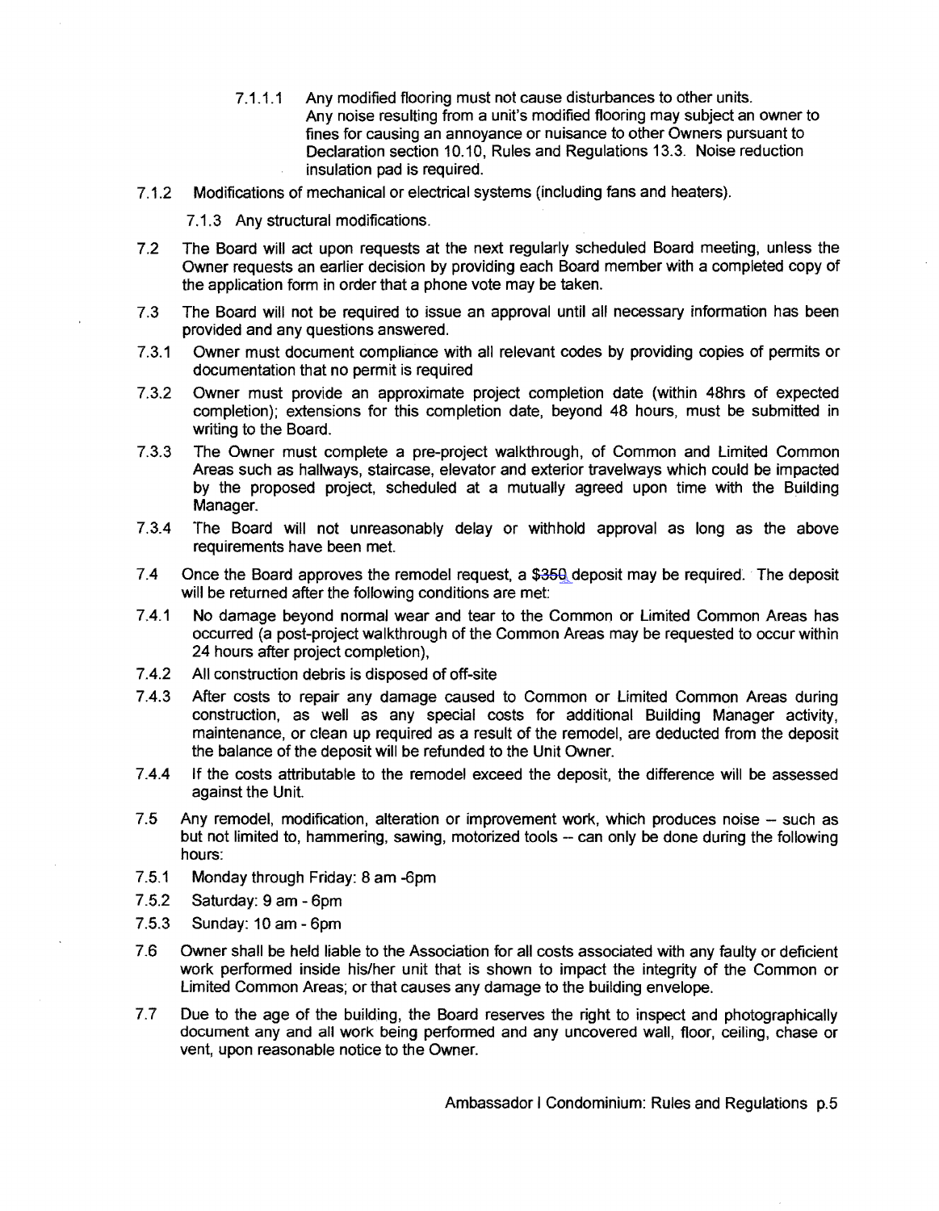7.1.1.1 Any modified flooring must not cause disturbances to other units. Any noise resulting from a unit's modified flooring may subject an owner to fines for causing an annoyance or nuisance to other Owners pursuant to Declaration section 10.10, Rules and Regulations 13.3. Noise reduction insulation pad is required.

7.1.2 Modifications of mechanical or electrical systems (including fans and heaters).

7.1.3 Any structural modifications.

7.2 The Board will act upon requests at the next regularly scheduled Board meeting, unless the Owner requests an earlier decision by providing each Board member with a completed copy of the application form in order that a phone vote may be taken.

7.3 The Board will not be required to issue an approval until all necessary information has been provided and any questions answered.

7.3.1 Owner must document compliance with all relevant codes by providing copies of permits or documentation that no permit is required

7.3.2 Owner must provide an approximate project completion date (within 48hrs of expected completion); extensions for this completion date, beyond 48 hours, must be submitted in writing to the Board.

7.3.3 The Owner must complete a pre-project walkthrough, of Common and Limited Common Areas such as hallways, staircase, elevator and exterior travelways which could be impacted by the proposed project, scheduled at a mutually agreed upon time with the Building Manager.

7.3.4 The Board will not unreasonably delay or withhold approval as long as the above requirements have been met.

7.4 Once the Board approves the remodel request, a $350 deposit may be required. The deposit will be returned after the following conditions are met:

7.4.1 No damage beyond normal wear and tear to the Common or Limited Common Areas has occurred (a post-project walkthrough of the Common Areas may be requested to occur within 24 hours after project completion),

7.4.2 All construction debris is disposed of off-site

7.4.3 After costs to repair any damage caused to Common or Limited Common Areas during construction, as well as any special costs for additional Building Manager activity, maintenance, or clean up required as a result of the remodel, are deducted from the deposit the balance of the deposit will be refunded to the Unit Owner.

7.4.4 If the costs attributable to the remodel exceed the deposit, the difference will be assessed against the Unit.

7.5 Any remodel, modification, alteration or improvement work, which produces noise – such as but not limited to, hammering, sawing, motorized tools -- can only be done during the following hours:

7.5.1 Monday through Friday: 8 am -6pm

7.5.2 Saturday: 9 am - 6pm

7.5.3 Sunday: 10 am - 6pm

7.6 Owner shall be held liable to the Association for all costs associated with any faulty or deficient work performed inside his/her unit that is shown to impact the integrity of the Common or Limited Common Areas; or that causes any damage to the building envelope.

7.7 Due to the age of the building, the Board reserves the right to inspect and photographically document any and all work being performed and any uncovered wall, floor, ceiling, chase or vent, upon reasonable notice to the Owner.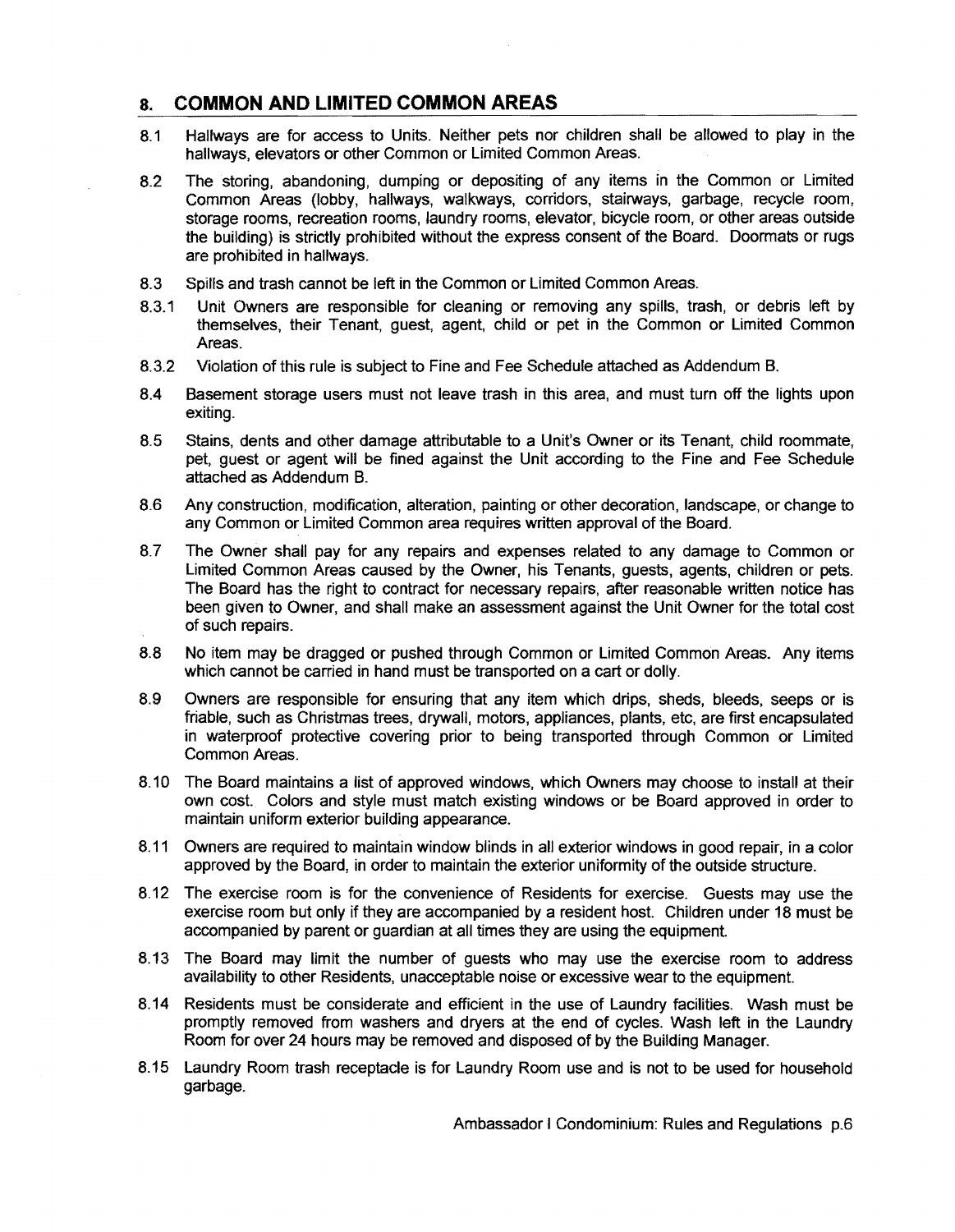## 8. COMMON AND LIMITED COMMON AREAS

8.1 Hallways are for access to Units. Neither pets nor children shall be allowed to play in the hallways, elevators or other Common or Limited Common Areas.

8.2 The storing, abandoning, dumping or depositing of any items in the Common or Limited Common Areas (lobby, hallways, walkways, corridors, stairways, garbage, recycle room, storage rooms, recreation rooms, laundry rooms, elevator, bicycle room, or other areas outside the building) is strictly prohibited without the express consent of the Board. Doormats or rugs are prohibited in hallways.

8.3 Spills and trash cannot be left in the Common or Limited Common Areas.

8.3.1 Unit Owners are responsible for cleaning or removing any spills, trash, or debris left by themselves, their Tenant, guest, agent, child or pet in the Common or Limited Common Areas.

8.3.2 Violation of this rule is subject to Fine and Fee Schedule attached as Addendum B.

8.4 Basement storage users must not leave trash in this area, and must turn off the lights upon exiting.

8.5 Stains, dents and other damage attributable to a Unit's Owner or its Tenant, child roommate, pet, guest or agent will be fined against the Unit according to the Fine and Fee Schedule attached as Addendum B.

8.6 Any construction, modification, alteration, painting or other decoration, landscape, or change to any Common or Limited Common area requires written approval of the Board.

8.7 The Owner shall pay for any repairs and expenses related to any damage to Common or Limited Common Areas caused by the Owner, his Tenants, guests, agents, children or pets. The Board has the right to contract for necessary repairs, after reasonable written notice has been given to Owner, and shall make an assessment against the Unit Owner for the total cost of such repairs.

8.8 No item may be dragged or pushed through Common or Limited Common Areas. Any items which cannot be carried in hand must be transported on a cart or dolly.

8.9 Owners are responsible for ensuring that any item which drips, sheds, bleeds, seeps or is friable, such as Christmas trees, drywall, motors, appliances, plants, etc, are first encapsulated in waterproof protective covering prior to being transported through Common or Limited Common Areas.

8.10 The Board maintains a list of approved windows, which Owners may choose to install at their own cost. Colors and style must match existing windows or be Board approved in order to maintain uniform exterior building appearance.

8.11 Owners are required to maintain window blinds in all exterior windows in good repair, in a color approved by the Board, in order to maintain the exterior uniformity of the outside structure.

8.12 The exercise room is for the convenience of Residents for exercise. Guests may use the exercise room but only if they are accompanied by a resident host. Children under 18 must be accompanied by parent or guardian at all times they are using the equipment.

8.13 The Board may limit the number of guests who may use the exercise room to address availability to other Residents, unacceptable noise or excessive wear to the equipment.

8.14 Residents must be considerate and efficient in the use of Laundry facilities. Wash must be promptly removed from washers and dryers at the end of cycles. Wash left in the Laundry Room for over 24 hours may be removed and disposed of by the Building Manager.

8.15 Laundry Room trash receptacle is for Laundry Room use and is not to be used for household garbage.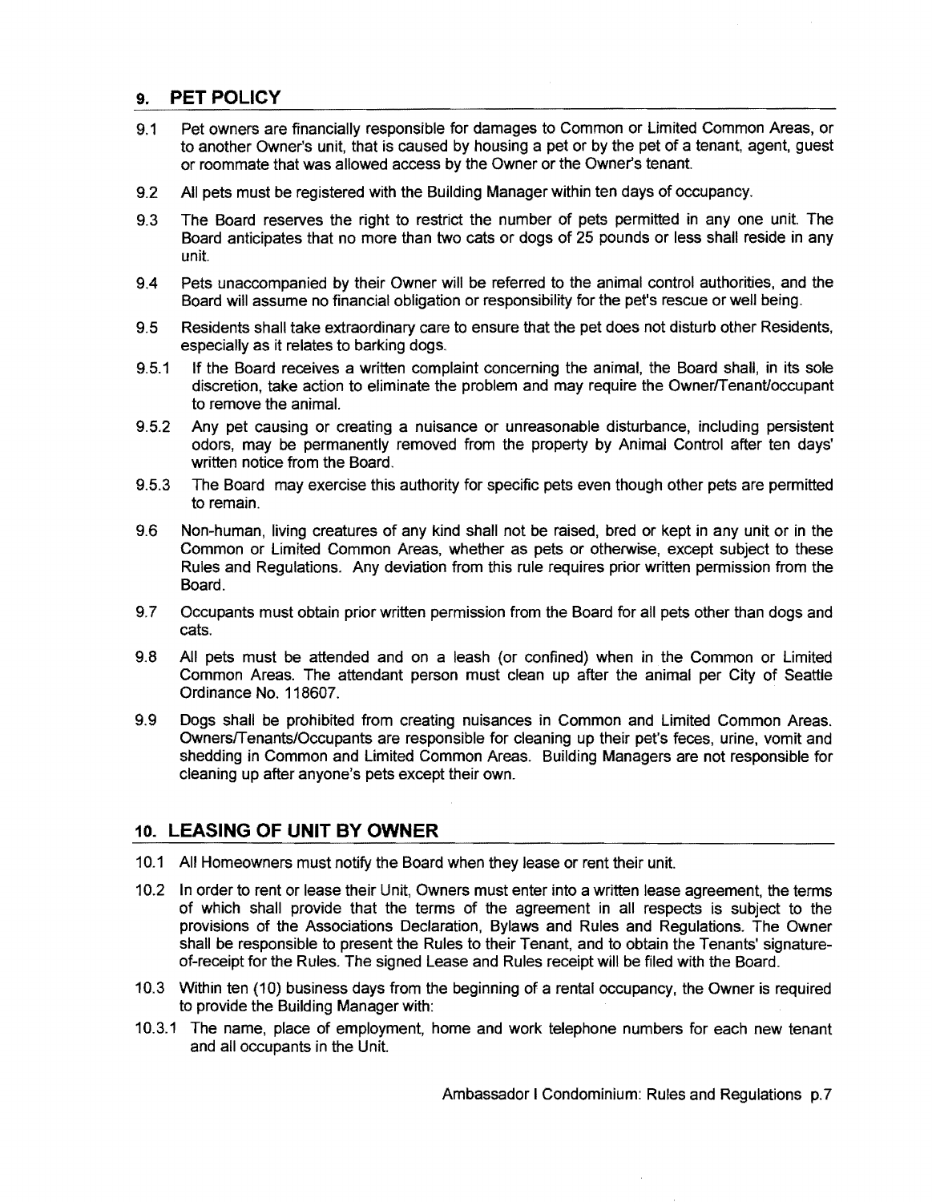## 9. PET POLICY

9.1 Pet owners are financially responsible for damages to Common or Limited Common Areas, or to another Owner's unit, that is caused by housing a pet or by the pet of a tenant, agent, guest or roommate that was allowed access by the Owner or the Owner's tenant.

9.2 All pets must be registered with the Building Manager within ten days of occupancy.

9.3 The Board reserves the right to restrict the number of pets permitted in any one unit. The Board anticipates that no more than two cats or dogs of 25 pounds or less shall reside in any unit.

9.4 Pets unaccompanied by their Owner will be referred to the animal control authorities, and the Board will assume no financial obligation or responsibility for the pet's rescue or well being.

9.5 Residents shall take extraordinary care to ensure that the pet does not disturb other Residents, especially as it relates to barking dogs.

9.5.1 If the Board receives a written complaint concerning the animal, the Board shall, in its sole discretion, take action to eliminate the problem and may require the Owner/Tenant/occupant to remove the animal.

9.5.2 Any pet causing or creating a nuisance or unreasonable disturbance, including persistent odors, may be permanently removed from the property by Animal Control after ten days' written notice from the Board.

9.5.3 The Board may exercise this authority for specific pets even though other pets are permitted to remain.

9.6 Non-human, living creatures of any kind shall not be raised, bred or kept in any unit or in the Common or Limited Common Areas, whether as pets or otherwise, except subject to these Rules and Regulations. Any deviation from this rule requires prior written permission from the Board.

9.7 Occupants must obtain prior written permission from the Board for all pets other than dogs and cats.

9.8 All pets must be attended and on a leash (or confined) when in the Common or Limited Common Areas. The attendant person must clean up after the animal per City of Seattle Ordinance No. 118607.

9.9 Dogs shall be prohibited from creating nuisances in Common and Limited Common Areas. Owners/Tenants/Occupants are responsible for cleaning up their pet's feces, urine, vomit and shedding in Common and Limited Common Areas. Building Managers are not responsible for cleaning up after anyone's pets except their own.

## 10. LEASING OF UNIT BY OWNER

10.1 All Homeowners must notify the Board when they lease or rent their unit.

10.2 In order to rent or lease their Unit, Owners must enter into a written lease agreement, the terms of which shall provide that the terms of the agreement in all respects is subject to the provisions of the Associations Declaration, Bylaws and Rules and Regulations. The Owner shall be responsible to present the Rules to their Tenant, and to obtain the Tenants' signature-of-receipt for the Rules. The signed Lease and Rules receipt will be filed with the Board.

10.3 Within ten (10) business days from the beginning of a rental occupancy, the Owner is required to provide the Building Manager with:

10.3.1 The name, place of employment, home and work telephone numbers for each new tenant and all occupants in the Unit.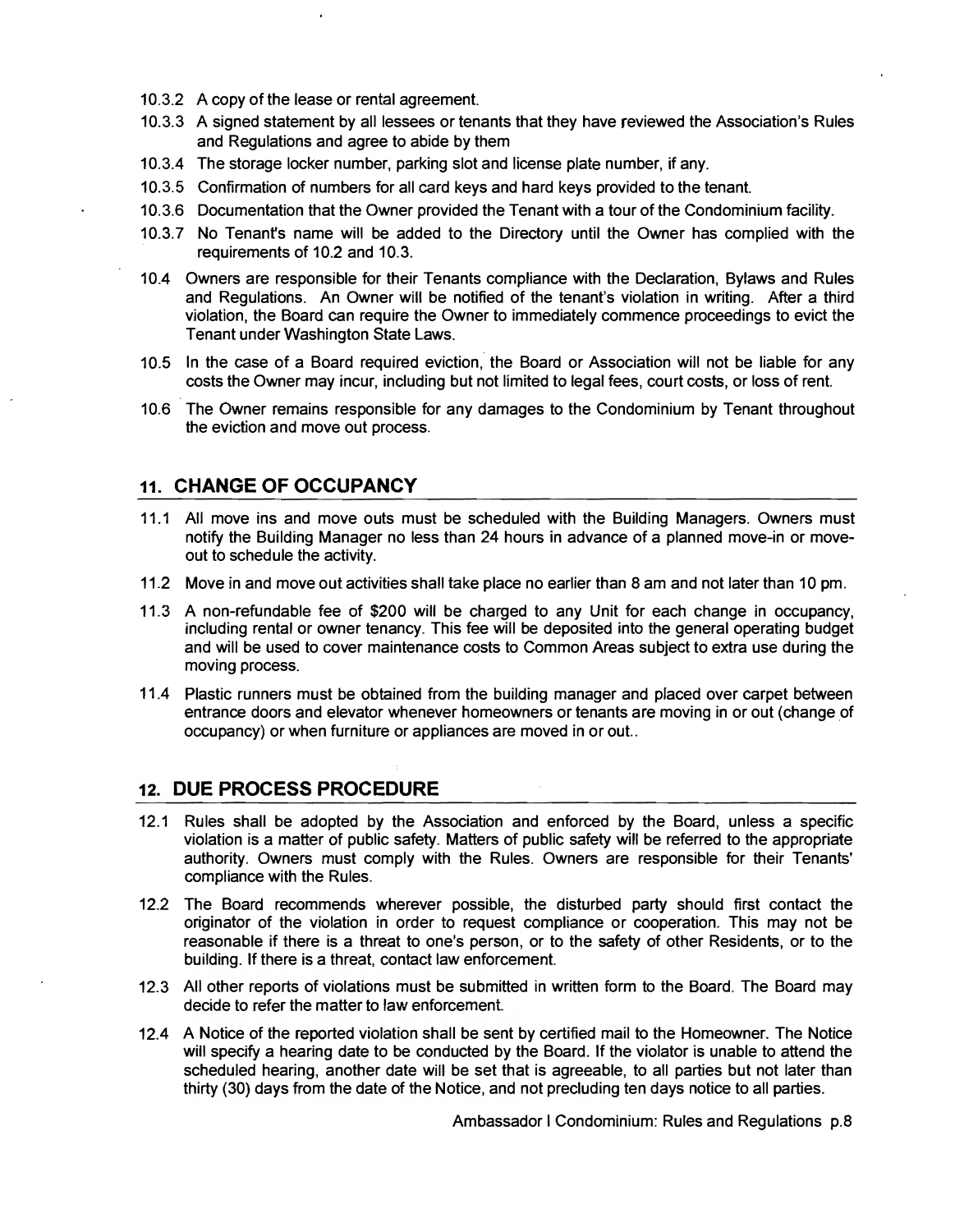10.3.2 A copy of the lease or rental agreement.

10.3.3 A signed statement by all lessees or tenants that they have reviewed the Association's Rules and Regulations and agree to abide by them

10.3.4 The storage locker number, parking slot and license plate number, if any.

10.3.5 Confirmation of numbers for all card keys and hard keys provided to the tenant.

10.3.6 Documentation that the Owner provided the Tenant with a tour of the Condominium facility.

10.3.7 No Tenant's name will be added to the Directory until the Owner has complied with the requirements of 10.2 and 10.3.

10.4 Owners are responsible for their Tenants compliance with the Declaration, Bylaws and Rules and Regulations. An Owner will be notified of the tenant's violation in writing. After a third violation, the Board can require the Owner to immediately commence proceedings to evict the Tenant under Washington State Laws.

10.5 In the case of a Board required eviction, the Board or Association will not be liable for any costs the Owner may incur, including but not limited to legal fees, court costs, or loss of rent.

10.6 The Owner remains responsible for any damages to the Condominium by Tenant throughout the eviction and move out process.

## 11. CHANGE OF OCCUPANCY

11.1 All move ins and move outs must be scheduled with the Building Managers. Owners must notify the Building Manager no less than 24 hours in advance of a planned move-in or move-out to schedule the activity.

11.2 Move in and move out activities shall take place no earlier than 8 am and not later than 10 pm.

11.3 A non-refundable fee of $200 will be charged to any Unit for each change in occupancy, including rental or owner tenancy. This fee will be deposited into the general operating budget and will be used to cover maintenance costs to Common Areas subject to extra use during the moving process.

11.4 Plastic runners must be obtained from the building manager and placed over carpet between entrance doors and elevator whenever homeowners or tenants are moving in or out (change of occupancy) or when furniture or appliances are moved in or out..

## 12. DUE PROCESS PROCEDURE

12.1 Rules shall be adopted by the Association and enforced by the Board, unless a specific violation is a matter of public safety. Matters of public safety will be referred to the appropriate authority. Owners must comply with the Rules. Owners are responsible for their Tenants' compliance with the Rules.

12.2 The Board recommends wherever possible, the disturbed party should first contact the originator of the violation in order to request compliance or cooperation. This may not be reasonable if there is a threat to one's person, or to the safety of other Residents, or to the building. If there is a threat, contact law enforcement.

12.3 All other reports of violations must be submitted in written form to the Board. The Board may decide to refer the matter to law enforcement.

12.4 A Notice of the reported violation shall be sent by certified mail to the Homeowner. The Notice will specify a hearing date to be conducted by the Board. If the violator is unable to attend the scheduled hearing, another date will be set that is agreeable, to all parties but not later than thirty (30) days from the date of the Notice, and not precluding ten days notice to all parties.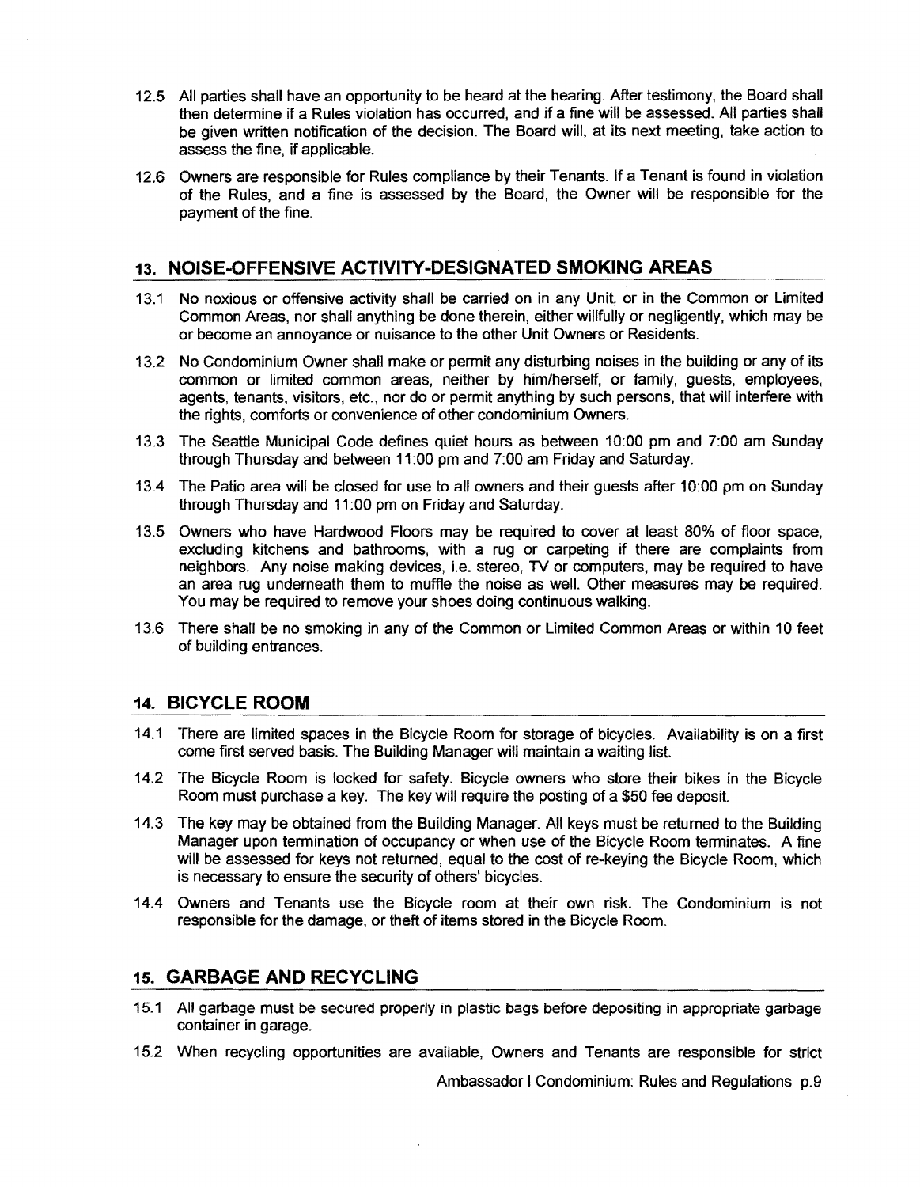12.5 All parties shall have an opportunity to be heard at the hearing. After testimony, the Board shall then determine if a Rules violation has occurred, and if a fine will be assessed. All parties shall be given written notification of the decision. The Board will, at its next meeting, take action to assess the fine, if applicable.

12.6 Owners are responsible for Rules compliance by their Tenants. If a Tenant is found in violation of the Rules, and a fine is assessed by the Board, the Owner will be responsible for the payment of the fine.

## 13. NOISE-OFFENSIVE ACTIVITY-DESIGNATED SMOKING AREAS

13.1 No noxious or offensive activity shall be carried on in any Unit, or in the Common or Limited Common Areas, nor shall anything be done therein, either willfully or negligently, which may be or become an annoyance or nuisance to the other Unit Owners or Residents.

13.2 No Condominium Owner shall make or permit any disturbing noises in the building or any of its common or limited common areas, neither by him/herself, or family, guests, employees, agents, tenants, visitors, etc., nor do or permit anything by such persons, that will interfere with the rights, comforts or convenience of other condominium Owners.

13.3 The Seattle Municipal Code defines quiet hours as between 10:00 pm and 7:00 am Sunday through Thursday and between 11:00 pm and 7:00 am Friday and Saturday.

13.4 The Patio area will be closed for use to all owners and their guests after 10:00 pm on Sunday through Thursday and 11:00 pm on Friday and Saturday.

13.5 Owners who have Hardwood Floors may be required to cover at least 80% of floor space, excluding kitchens and bathrooms, with a rug or carpeting if there are complaints from neighbors. Any noise making devices, i.e. stereo, TV or computers, may be required to have an area rug underneath them to muffle the noise as well. Other measures may be required. You may be required to remove your shoes doing continuous walking.

13.6 There shall be no smoking in any of the Common or Limited Common Areas or within 10 feet of building entrances.

## 14. BICYCLE ROOM

14.1 There are limited spaces in the Bicycle Room for storage of bicycles. Availability is on a first come first served basis. The Building Manager will maintain a waiting list.

14.2 The Bicycle Room is locked for safety. Bicycle owners who store their bikes in the Bicycle Room must purchase a key. The key will require the posting of a $50 fee deposit.

14.3 The key may be obtained from the Building Manager. All keys must be returned to the Building Manager upon termination of occupancy or when use of the Bicycle Room terminates. A fine will be assessed for keys not returned, equal to the cost of re-keying the Bicycle Room, which is necessary to ensure the security of others' bicycles.

14.4 Owners and Tenants use the Bicycle room at their own risk. The Condominium is not responsible for the damage, or theft of items stored in the Bicycle Room.

## 15. GARBAGE AND RECYCLING

15.1 All garbage must be secured properly in plastic bags before depositing in appropriate garbage container in garage.

15.2 When recycling opportunities are available, Owners and Tenants are responsible for strict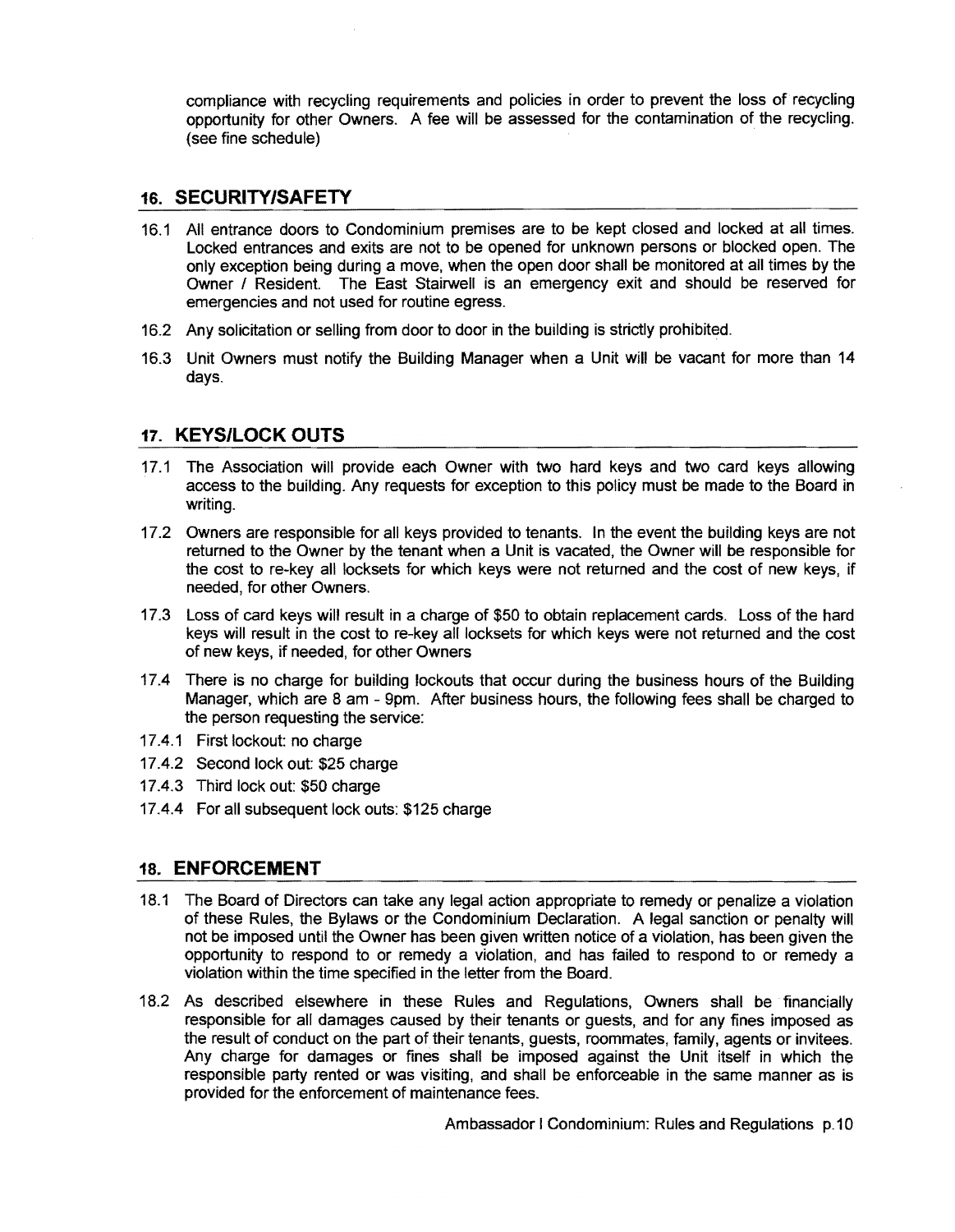compliance with recycling requirements and policies in order to prevent the loss of recycling opportunity for other Owners. A fee will be assessed for the contamination of the recycling. (see fine schedule)

## 16. SECURITY/SAFETY

16.1 All entrance doors to Condominium premises are to be kept closed and locked at all times. Locked entrances and exits are not to be opened for unknown persons or blocked open. The only exception being during a move, when the open door shall be monitored at all times by the Owner / Resident. The East Stairwell is an emergency exit and should be reserved for emergencies and not used for routine egress.

16.2 Any solicitation or selling from door to door in the building is strictly prohibited.

16.3 Unit Owners must notify the Building Manager when a Unit will be vacant for more than 14 days.

## 17. KEYS/LOCK OUTS

17.1 The Association will provide each Owner with two hard keys and two card keys allowing access to the building. Any requests for exception to this policy must be made to the Board in writing.

17.2 Owners are responsible for all keys provided to tenants. In the event the building keys are not returned to the Owner by the tenant when a Unit is vacated, the Owner will be responsible for the cost to re-key all locksets for which keys were not returned and the cost of new keys, if needed, for other Owners.

17.3 Loss of card keys will result in a charge of $50 to obtain replacement cards. Loss of the hard keys will result in the cost to re-key all locksets for which keys were not returned and the cost of new keys, if needed, for other Owners

17.4 There is no charge for building lockouts that occur during the business hours of the Building Manager, which are 8 am - 9pm. After business hours, the following fees shall be charged to the person requesting the service:

17.4.1 First lockout: no charge

17.4.2 Second lock out: $25 charge

17.4.3 Third lock out: $50 charge

17.4.4 For all subsequent lock outs: $125 charge

## 18. ENFORCEMENT

18.1 The Board of Directors can take any legal action appropriate to remedy or penalize a violation of these Rules, the Bylaws or the Condominium Declaration. A legal sanction or penalty will not be imposed until the Owner has been given written notice of a violation, has been given the opportunity to respond to or remedy a violation, and has failed to respond to or remedy a violation within the time specified in the letter from the Board.

18.2 As described elsewhere in these Rules and Regulations, Owners shall be financially responsible for all damages caused by their tenants or guests, and for any fines imposed as the result of conduct on the part of their tenants, guests, roommates, family, agents or invitees. Any charge for damages or fines shall be imposed against the Unit itself in which the responsible party rented or was visiting, and shall be enforceable in the same manner as is provided for the enforcement of maintenance fees.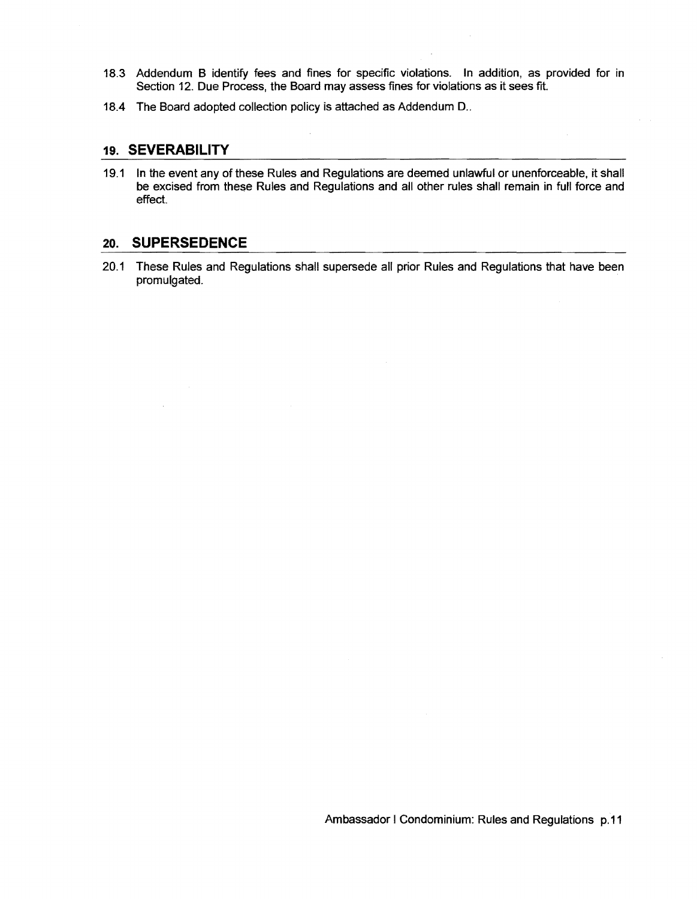18.3 Addendum B identify fees and fines for specific violations. In addition, as provided for in Section 12. Due Process, the Board may assess fines for violations as it sees fit.

18.4 The Board adopted collection policy is attached as Addendum D..

## 19. SEVERABILITY

19.1 In the event any of these Rules and Regulations are deemed unlawful or unenforceable, it shall be excised from these Rules and Regulations and all other rules shall remain in full force and effect.

## 20. SUPERSEDENCE

20.1 These Rules and Regulations shall supersede all prior Rules and Regulations that have been promulgated.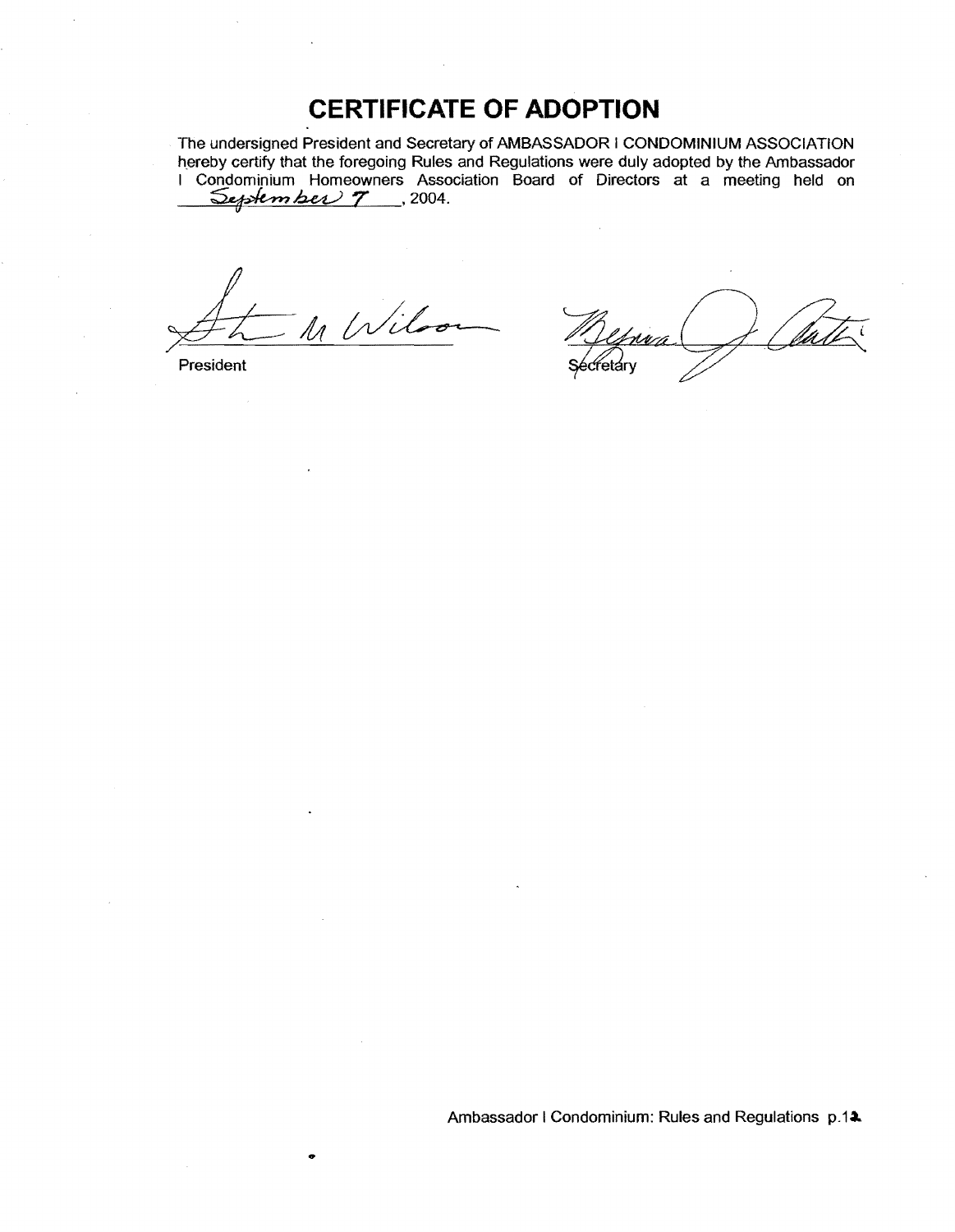# CERTIFICATE OF ADOPTION

The undersigned President and Secretary of AMBASSADOR I CONDOMINIUM ASSOCIATION hereby certify that the foregoing Rules and Regulations were duly adopted by the Ambassador I Condominium Homeowners Association Board of Directors at a meeting held on September 7, 2004.

President

Secretary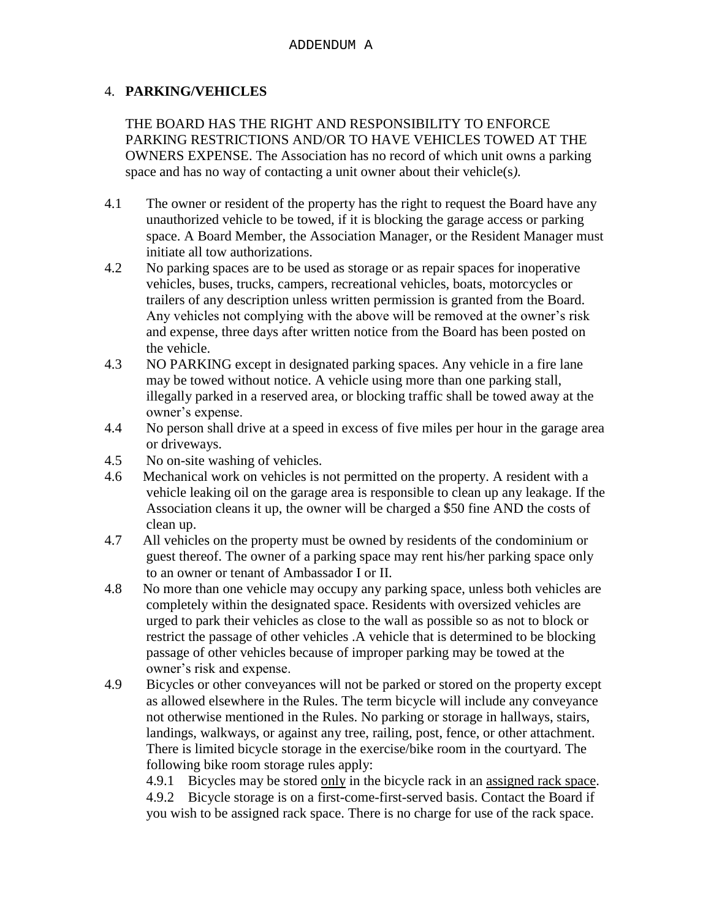ADDENDUM A

4. **PARKING/VEHICLES**

THE BOARD HAS THE RIGHT AND RESPONSIBILITY TO ENFORCE PARKING RESTRICTIONS AND/OR TO HAVE VEHICLES TOWED AT THE OWNERS EXPENSE. The Association has no record of which unit owns a parking space and has no way of contacting a unit owner about their vehicle(s*).*

4.1 The owner or resident of the property has the right to request the Board have any unauthorized vehicle to be towed, if it is blocking the garage access or parking space. A Board Member, the Association Manager, or the Resident Manager must initiate all tow authorizations.

4.2 No parking spaces are to be used as storage or as repair spaces for inoperative vehicles, buses, trucks, campers, recreational vehicles, boats, motorcycles or trailers of any description unless written permission is granted from the Board. Any vehicles not complying with the above will be removed at the owner's risk and expense, three days after written notice from the Board has been posted on the vehicle.

4.3 NO PARKING except in designated parking spaces. Any vehicle in a fire lane may be towed without notice. A vehicle using more than one parking stall, illegally parked in a reserved area, or blocking traffic shall be towed away at the owner's expense.

4.4 No person shall drive at a speed in excess of five miles per hour in the garage area or driveways.

4.5 No on-site washing of vehicles.

4.6 Mechanical work on vehicles is not permitted on the property. A resident with a vehicle leaking oil on the garage area is responsible to clean up any leakage. If the Association cleans it up, the owner will be charged a $50 fine AND the costs of clean up.

4.7 All vehicles on the property must be owned by residents of the condominium or guest thereof. The owner of a parking space may rent his/her parking space only to an owner or tenant of Ambassador I or II.

4.8 No more than one vehicle may occupy any parking space, unless both vehicles are completely within the designated space. Residents with oversized vehicles are urged to park their vehicles as close to the wall as possible so as not to block or restrict the passage of other vehicles .A vehicle that is determined to be blocking passage of other vehicles because of improper parking may be towed at the owner's risk and expense.

4.9 Bicycles or other conveyances will not be parked or stored on the property except as allowed elsewhere in the Rules. The term bicycle will include any conveyance not otherwise mentioned in the Rules. No parking or storage in hallways, stairs, landings, walkways, or against any tree, railing, post, fence, or other attachment. There is limited bicycle storage in the exercise/bike room in the courtyard. The following bike room storage rules apply:

4.9.1 Bicycles may be stored only in the bicycle rack in an assigned rack space.

4.9.2 Bicycle storage is on a first-come-first-served basis. Contact the Board if you wish to be assigned rack space. There is no charge for use of the rack space.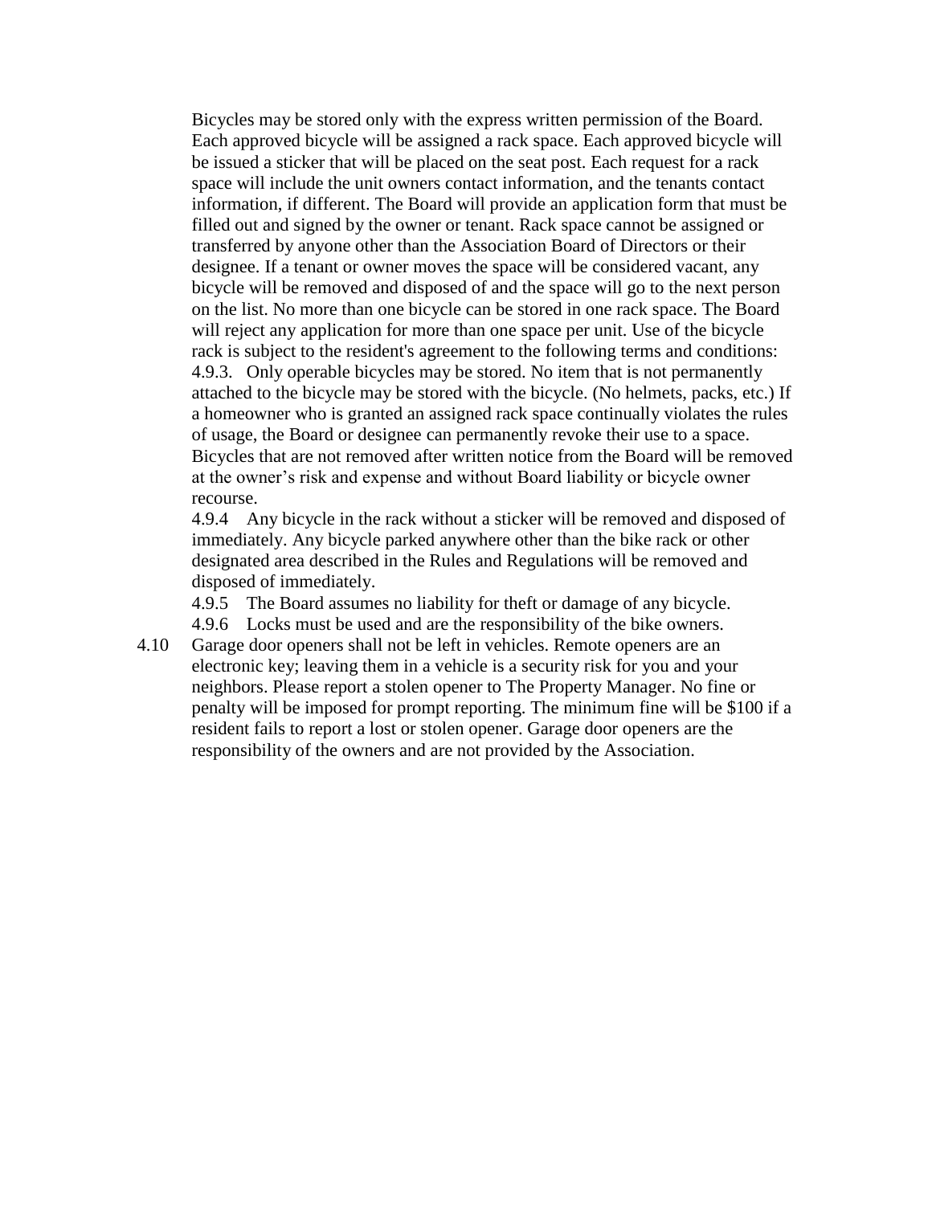Bicycles may be stored only with the express written permission of the Board. Each approved bicycle will be assigned a rack space. Each approved bicycle will be issued a sticker that will be placed on the seat post. Each request for a rack space will include the unit owners contact information, and the tenants contact information, if different. The Board will provide an application form that must be filled out and signed by the owner or tenant. Rack space cannot be assigned or transferred by anyone other than the Association Board of Directors or their designee. If a tenant or owner moves the space will be considered vacant, any bicycle will be removed and disposed of and the space will go to the next person on the list. No more than one bicycle can be stored in one rack space. The Board will reject any application for more than one space per unit. Use of the bicycle rack is subject to the resident's agreement to the following terms and conditions:

4.9.3. Only operable bicycles may be stored. No item that is not permanently attached to the bicycle may be stored with the bicycle. (No helmets, packs, etc.) If a homeowner who is granted an assigned rack space continually violates the rules of usage, the Board or designee can permanently revoke their use to a space. Bicycles that are not removed after written notice from the Board will be removed at the owner's risk and expense and without Board liability or bicycle owner recourse.

4.9.4 Any bicycle in the rack without a sticker will be removed and disposed of immediately. Any bicycle parked anywhere other than the bike rack or other designated area described in the Rules and Regulations will be removed and disposed of immediately.

4.9.5 The Board assumes no liability for theft or damage of any bicycle.

4.9.6 Locks must be used and are the responsibility of the bike owners.

4.10 Garage door openers shall not be left in vehicles. Remote openers are an electronic key; leaving them in a vehicle is a security risk for you and your neighbors. Please report a stolen opener to The Property Manager. No fine or penalty will be imposed for prompt reporting. The minimum fine will be $100 if a resident fails to report a lost or stolen opener. Garage door openers are the responsibility of the owners and are not provided by the Association.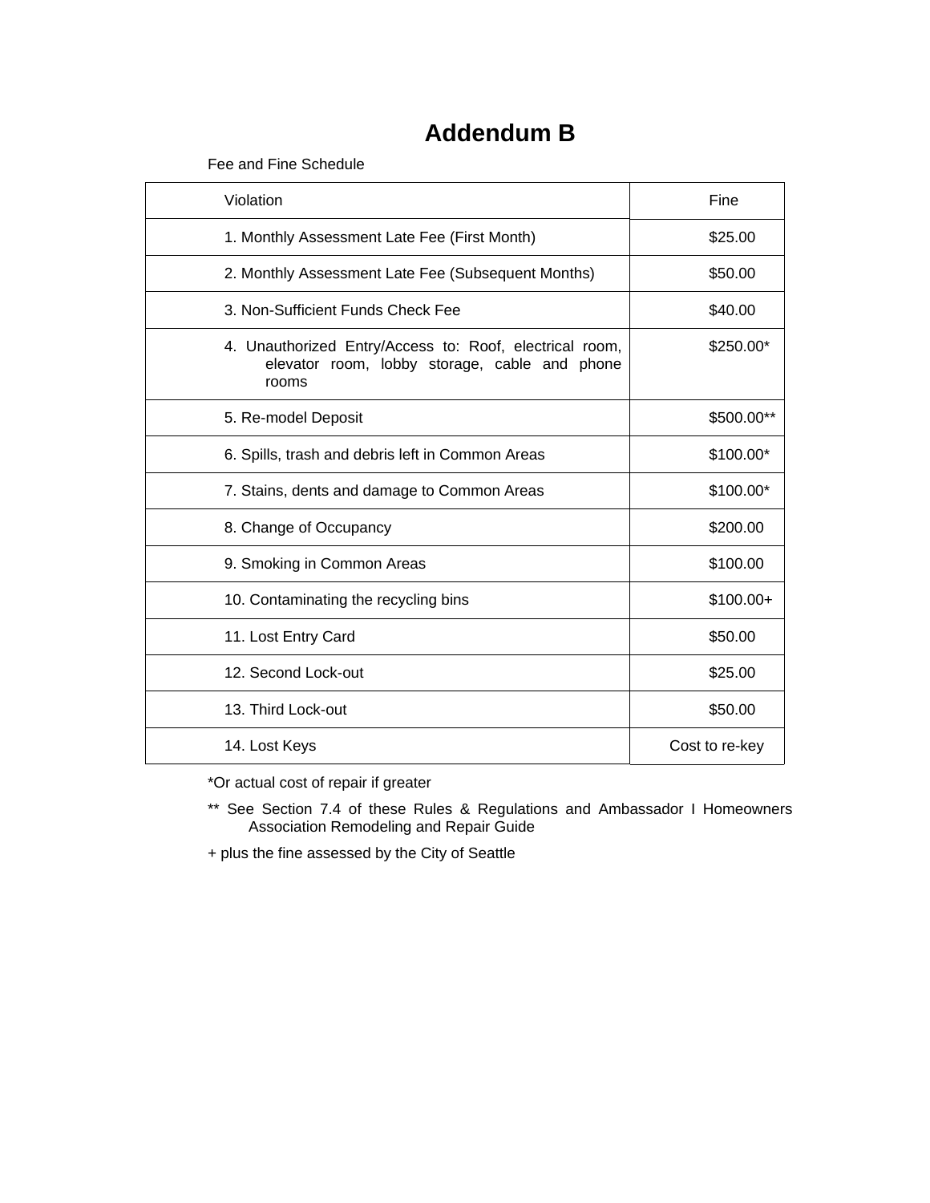# Addendum B

Fee and Fine Schedule

| Violation | Fine |
| --- | --- |
| 1. Monthly Assessment Late Fee (First Month) | $25.00 |
| 2. Monthly Assessment Late Fee (Subsequent Months) | $50.00 |
| 3. Non-Sufficient Funds Check Fee | $40.00 |
| 4. Unauthorized Entry/Access to: Roof, electrical room, elevator room, lobby storage, cable and phone rooms | $250.00* |
| 5. Re-model Deposit | $500.00** |
| 6. Spills, trash and debris left in Common Areas | $100.00* |
| 7. Stains, dents and damage to Common Areas | $100.00* |
| 8. Change of Occupancy | $200.00 |
| 9. Smoking in Common Areas | $100.00 |
| 10. Contaminating the recycling bins | $100.00+ |
| 11. Lost Entry Card | $50.00 |
| 12. Second Lock-out | $25.00 |
| 13. Third Lock-out | $50.00 |
| 14. Lost Keys | Cost to re-key |

*Or actual cost of repair if greater

** See Section 7.4 of these Rules & Regulations and Ambassador I Homeowners Association Remodeling and Repair Guide

+ plus the fine assessed by the City of Seattle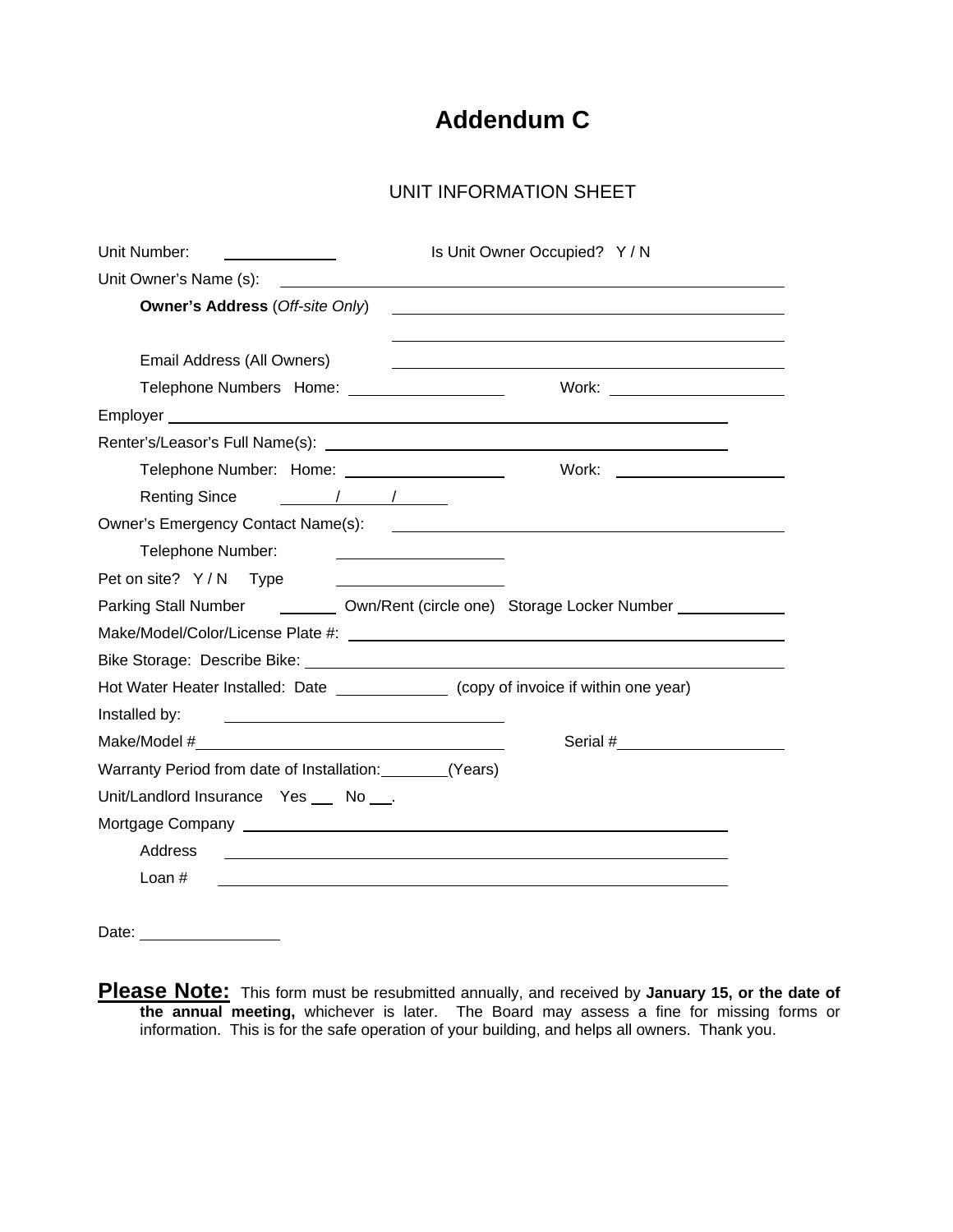# Addendum C

UNIT INFORMATION SHEET

Unit Number: ____________ Is Unit Owner Occupied? Y / N

Unit Owner's Name (s): ____________________________________________

**Owner's Address** (*Off-site Only*) ____________________________________________

____________________________________________

Email Address (All Owners) ____________________________________________

Telephone Numbers Home: ________________ Work: ________________

Employer ____________________________________________

Renter's/Leasor's Full Name(s): ____________________________________________

Telephone Number: Home: ________________ Work: ________________

Renting Since ______/______/______

Owner's Emergency Contact Name(s): ____________________________________________

Telephone Number: ________________

Pet on site? Y / N Type ________________

Parking Stall Number ______ Own/Rent (circle one) Storage Locker Number ____________

Make/Model/Color/License Plate #: ____________________________________________

Bike Storage: Describe Bike: ____________________________________________

Hot Water Heater Installed: Date ____________ (copy of invoice if within one year)

Installed by: ____________________________

Make/Model #____________________________ Serial #________________

Warranty Period from date of Installation:_______(Years)

Unit/Landlord Insurance Yes ___ No ___.

Mortgage Company ____________________________________________

Address ____________________________________________

Loan # ____________________________________________

Date: ______________

**Please Note:** This form must be resubmitted annually, and received by **January 15, or the date of the annual meeting,** whichever is later. The Board may assess a fine for missing forms or information. This is for the safe operation of your building, and helps all owners. Thank you.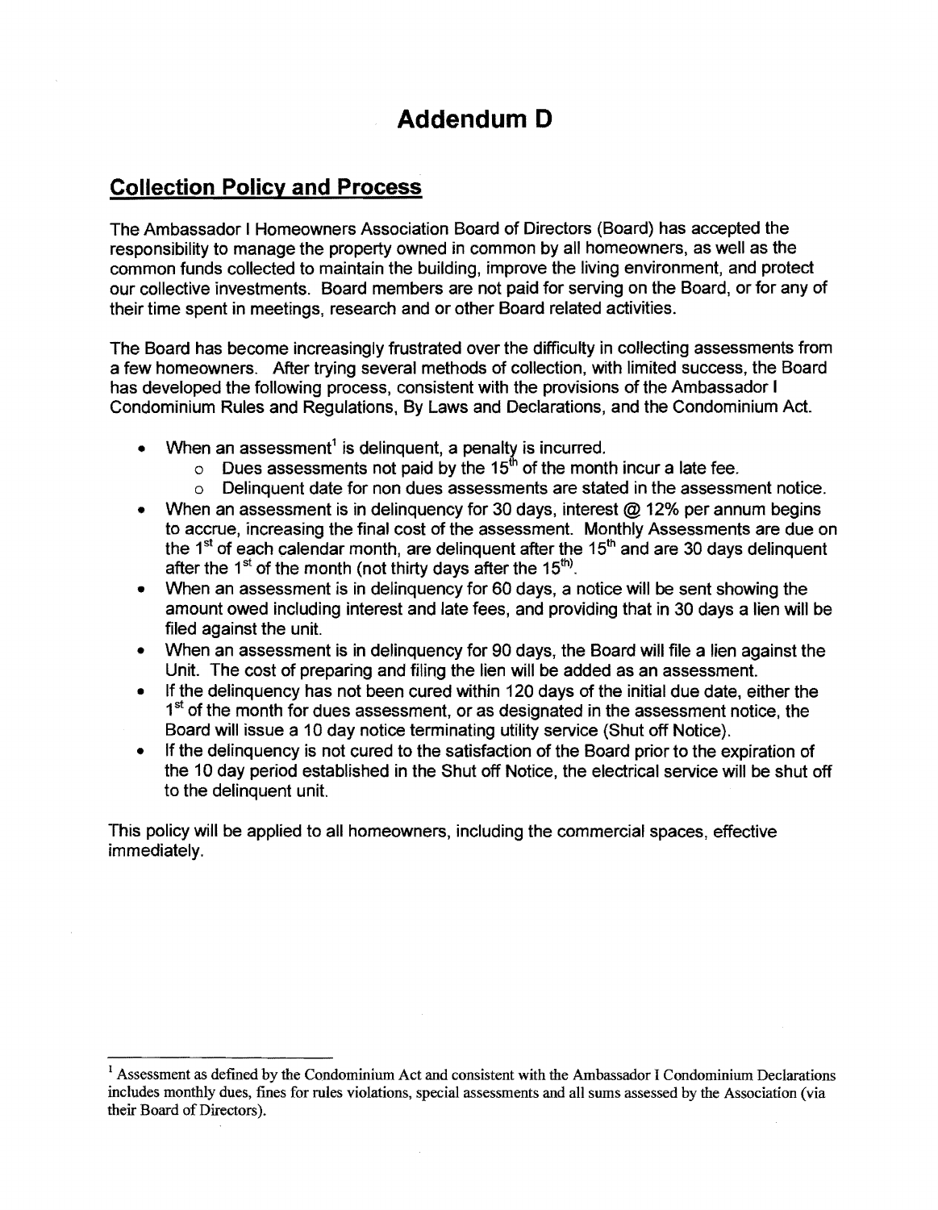# Addendum D

## Collection Policy and Process

The Ambassador I Homeowners Association Board of Directors (Board) has accepted the responsibility to manage the property owned in common by all homeowners, as well as the common funds collected to maintain the building, improve the living environment, and protect our collective investments. Board members are not paid for serving on the Board, or for any of their time spent in meetings, research and or other Board related activities.

The Board has become increasingly frustrated over the difficulty in collecting assessments from a few homeowners. After trying several methods of collection, with limited success, the Board has developed the following process, consistent with the provisions of the Ambassador I Condominium Rules and Regulations, By Laws and Declarations, and the Condominium Act.

- When an assessment[1] is delinquent, a penalty is incurred.
  - Dues assessments not paid by the 15th of the month incur a late fee.
  - Delinquent date for non dues assessments are stated in the assessment notice.
- When an assessment is in delinquency for 30 days, interest @ 12% per annum begins to accrue, increasing the final cost of the assessment. Monthly Assessments are due on the 1st of each calendar month, are delinquent after the 15th and are 30 days delinquent after the 1st of the month (not thirty days after the 15th).
- When an assessment is in delinquency for 60 days, a notice will be sent showing the amount owed including interest and late fees, and providing that in 30 days a lien will be filed against the unit.
- When an assessment is in delinquency for 90 days, the Board will file a lien against the Unit. The cost of preparing and filing the lien will be added as an assessment.
- If the delinquency has not been cured within 120 days of the initial due date, either the 1st of the month for dues assessment, or as designated in the assessment notice, the Board will issue a 10 day notice terminating utility service (Shut off Notice).
- If the delinquency is not cured to the satisfaction of the Board prior to the expiration of the 10 day period established in the Shut off Notice, the electrical service will be shut off to the delinquent unit.

This policy will be applied to all homeowners, including the commercial spaces, effective immediately.

---

[1] Assessment as defined by the Condominium Act and consistent with the Ambassador I Condominium Declarations includes monthly dues, fines for rules violations, special assessments and all sums assessed by the Association (via their Board of Directors).